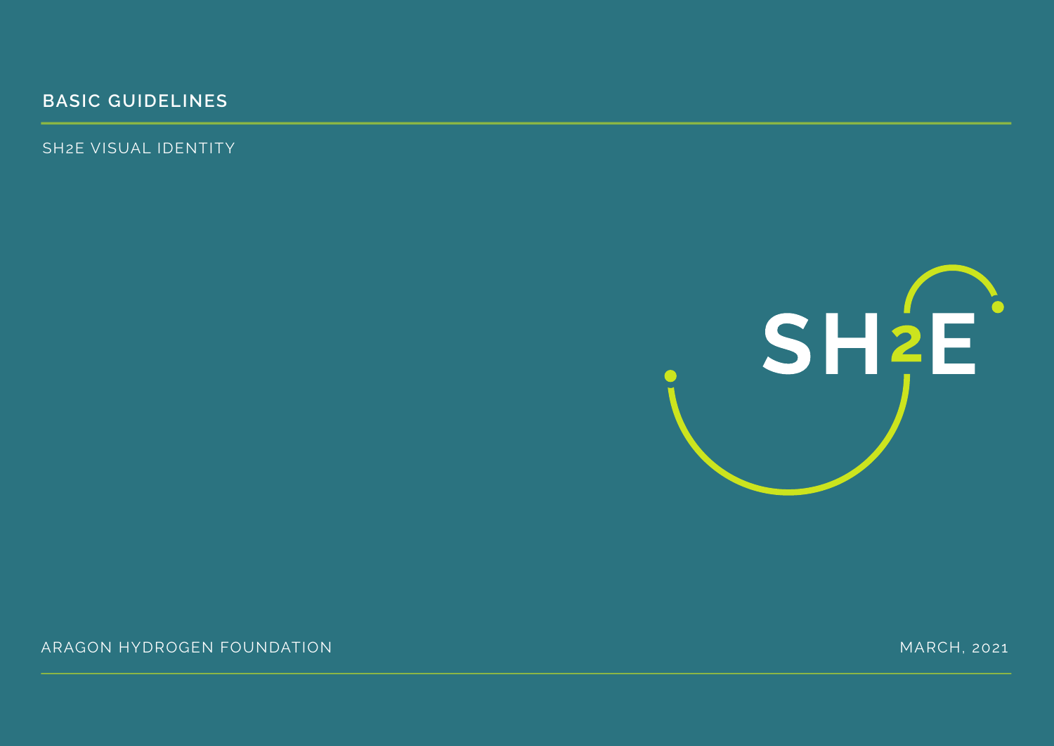# BASIC GUIDELINES

SH2E VISUAL IDENTITY

SH2E

ARAGON HYDROGEN FOUNDATION

MARCH, 2021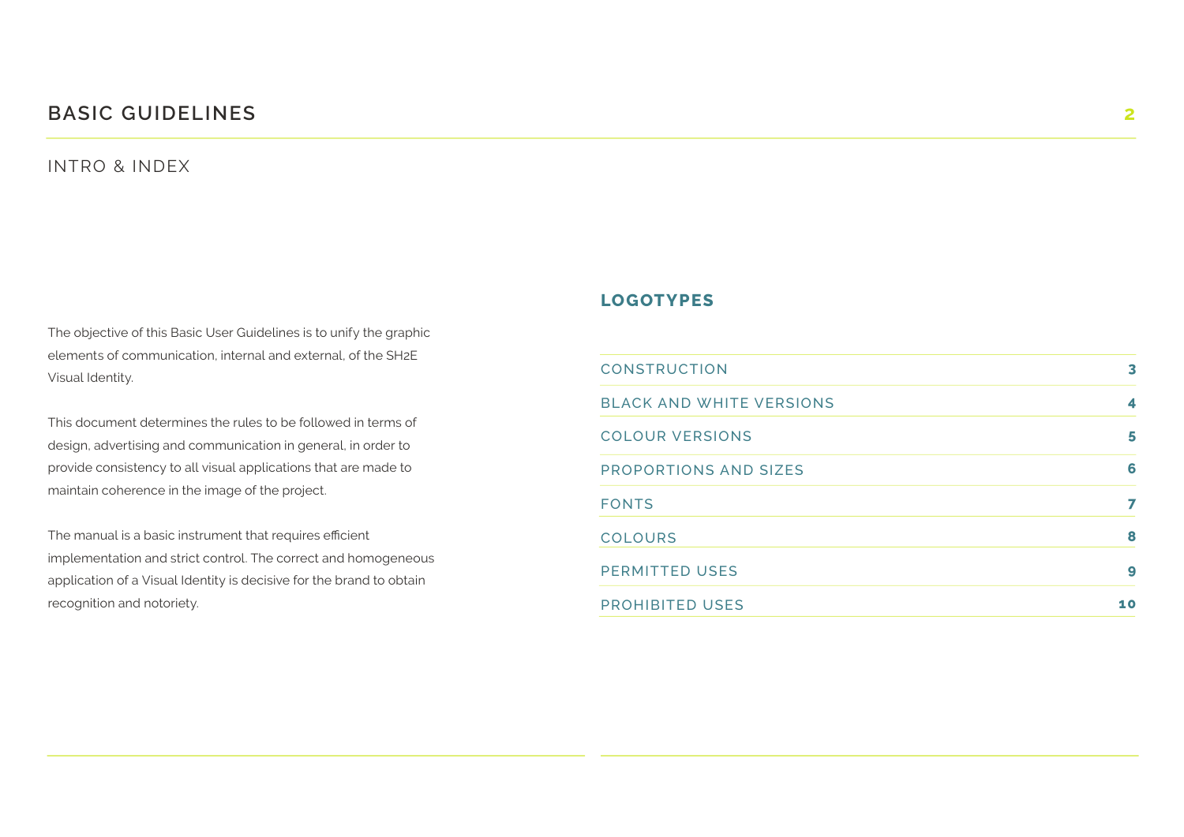# BASIC GUIDELINES

## INTRO & INDEX

The objective of this Basic User Guidelines is to unify the graphic elements of communication, internal and external, of the SH2E Visual Identity.

This document determines the rules to be followed in terms of design, advertising and communication in general, in order to provide consistency to all visual applications that are made to maintain coherence in the image of the project.

The manual is a basic instrument that requires efficient implementation and strict control. The correct and homogeneous application of a Visual Identity is decisive for the brand to obtain recognition and notoriety.

### LOGOTYPES

| | |
|---|---|
| CONSTRUCTION | 3 |
| BLACK AND WHITE VERSIONS | 4 |
| COLOUR VERSIONS | 5 |
| PROPORTIONS AND SIZES | 6 |
| FONTS | 7 |
| COLOURS | 8 |
| PERMITTED USES | 9 |
| PROHIBITED USES | 10 |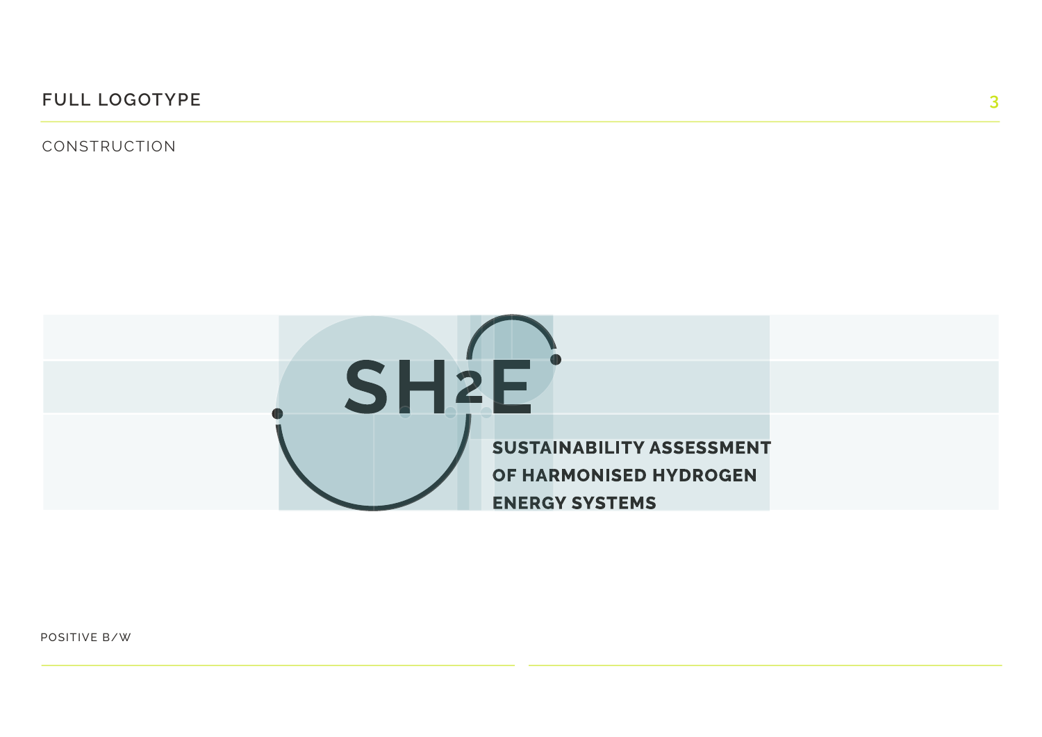# FULL LOGOTYPE

## CONSTRUCTION

SH2E

SUSTAINABILITY ASSESSMENT
OF HARMONISED HYDROGEN
ENERGY SYSTEMS

POSITIVE B/W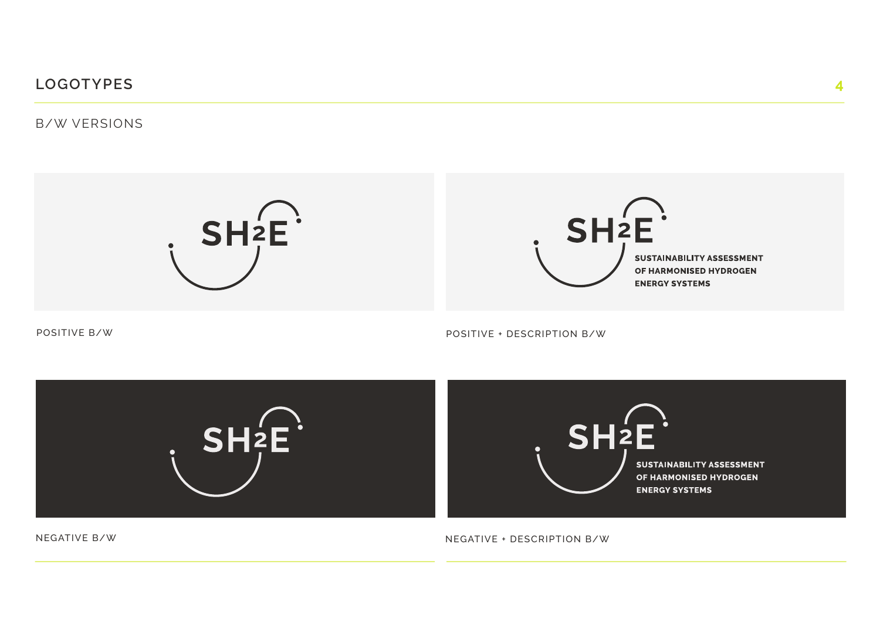# LOGOTYPES

## B/W VERSIONS

SH2E

POSITIVE B/W

SH2E

SUSTAINABILITY ASSESSMENT
OF HARMONISED HYDROGEN
ENERGY SYSTEMS

POSITIVE + DESCRIPTION B/W

SH2E

NEGATIVE B/W

SH2E

SUSTAINABILITY ASSESSMENT
OF HARMONISED HYDROGEN
ENERGY SYSTEMS

NEGATIVE + DESCRIPTION B/W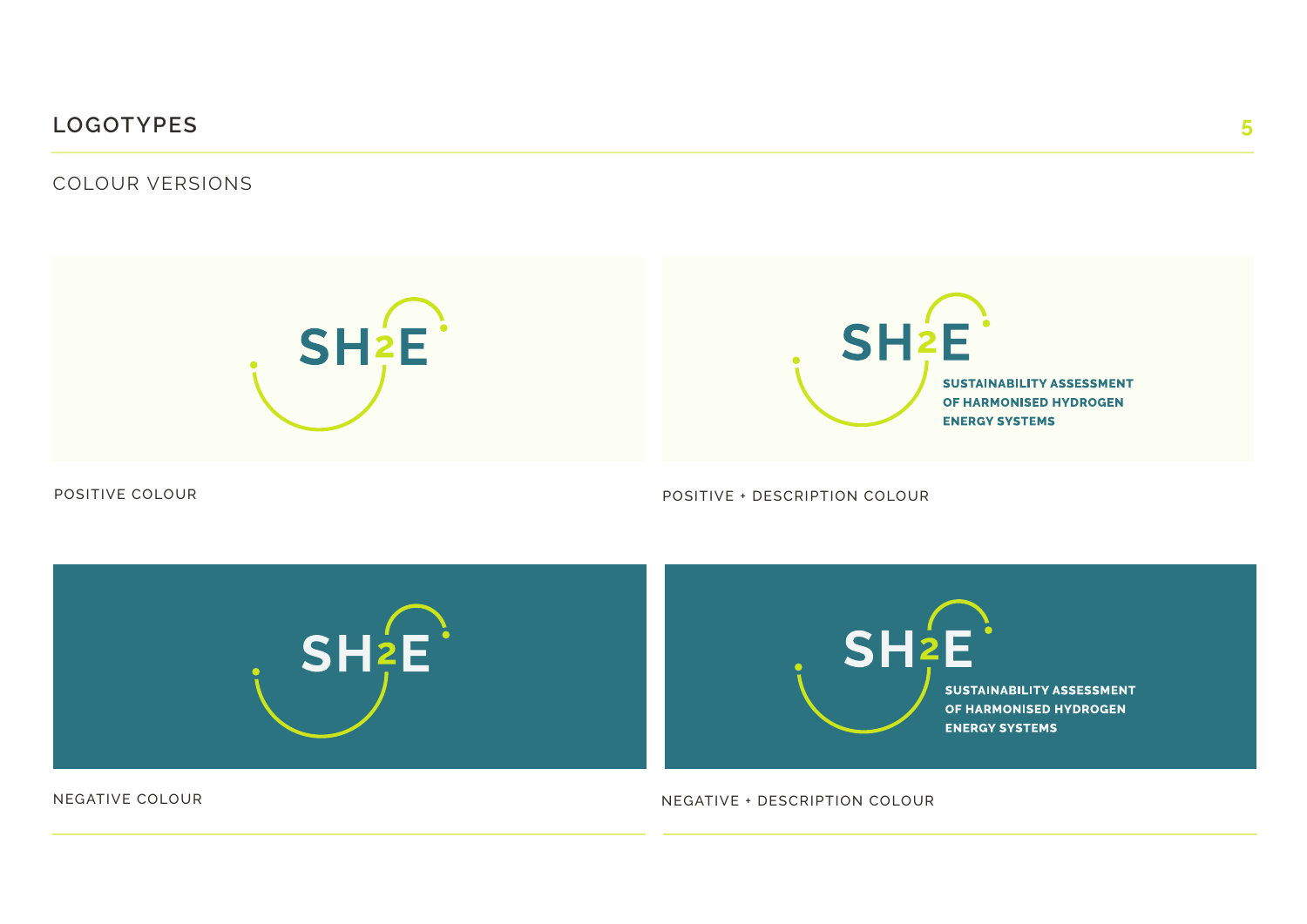# LOGOTYPES

## COLOUR VERSIONS

SH2E

POSITIVE COLOUR

SH2E

SUSTAINABILITY ASSESSMENT
OF HARMONISED HYDROGEN
ENERGY SYSTEMS

POSITIVE + DESCRIPTION COLOUR

SH2E

NEGATIVE COLOUR

SH2E

SUSTAINABILITY ASSESSMENT
OF HARMONISED HYDROGEN
ENERGY SYSTEMS

NEGATIVE + DESCRIPTION COLOUR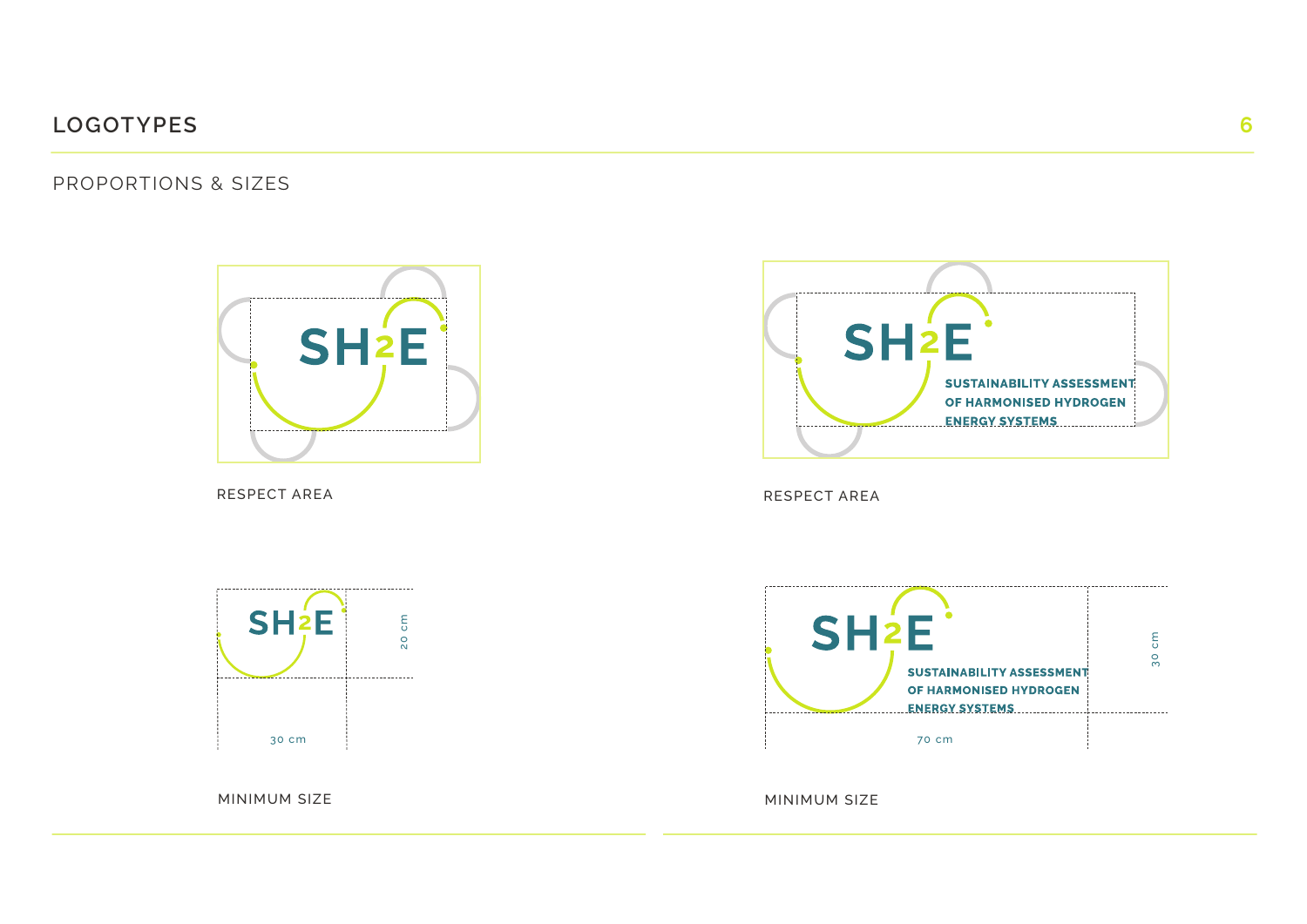# LOGOTYPES

## PROPORTIONS & SIZES

SH2E

RESPECT AREA

SH2E
SUSTAINABILITY ASSESSMENT
OF HARMONISED HYDROGEN
ENERGY SYSTEMS

RESPECT AREA

SH2E

20 cm

30 cm

MINIMUM SIZE

SH2E
SUSTAINABILITY ASSESSMENT
OF HARMONISED HYDROGEN
ENERGY SYSTEMS

30 cm

70 cm

MINIMUM SIZE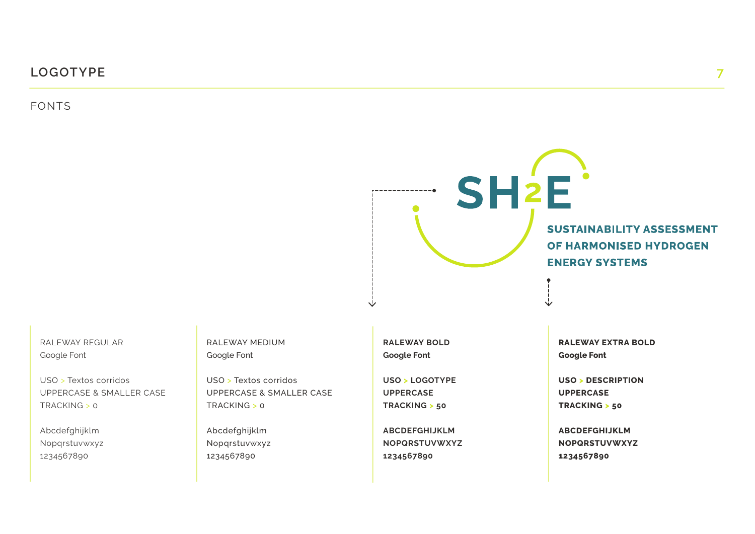# LOGOTYPE

## FONTS

SH2E

**SUSTAINABILITY ASSESSMENT OF HARMONISED HYDROGEN ENERGY SYSTEMS**

RALEWAY REGULAR
Google Font

USO > Textos corridos
UPPERCASE & SMALLER CASE
TRACKING > 0

Abcdefghijklm
Nopqrstuvwxyz
1234567890

RALEWAY MEDIUM
Google Font

USO > Textos corridos
UPPERCASE & SMALLER CASE
TRACKING > 0

Abcdefghijklm
Nopqrstuvwxyz
1234567890

**RALEWAY BOLD**
**Google Font**

**USO > LOGOTYPE**
**UPPERCASE**
**TRACKING > 50**

**ABCDEFGHIJKLM**
**NOPQRSTUVWXYZ**
**1234567890**

**RALEWAY EXTRA BOLD**
**Google Font**

**USO > DESCRIPTION**
**UPPERCASE**
**TRACKING > 50**

**ABCDEFGHIJKLM**
**NOPQRSTUVWXYZ**
**1234567890**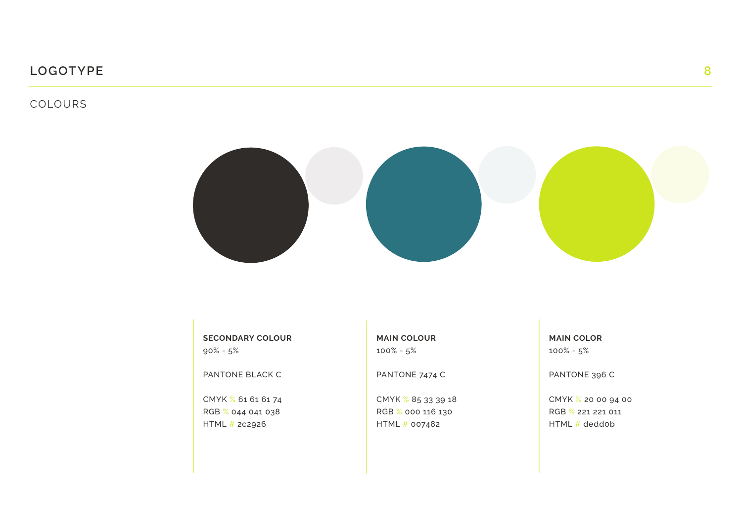# LOGOTYPE

## COLOURS

**SECONDARY COLOUR**
90% - 5%

PANTONE BLACK C

CMYK % 61 61 61 74
RGB % 044 041 038
HTML # 2c2926

**MAIN COLOUR**
100% - 5%

PANTONE 7474 C

CMYK % 85 33 39 18
RGB % 000 116 130
HTML # 007482

**MAIN COLOR**
100% - 5%

PANTONE 396 C

CMYK % 20 00 94 00
RGB % 221 221 011
HTML # deddob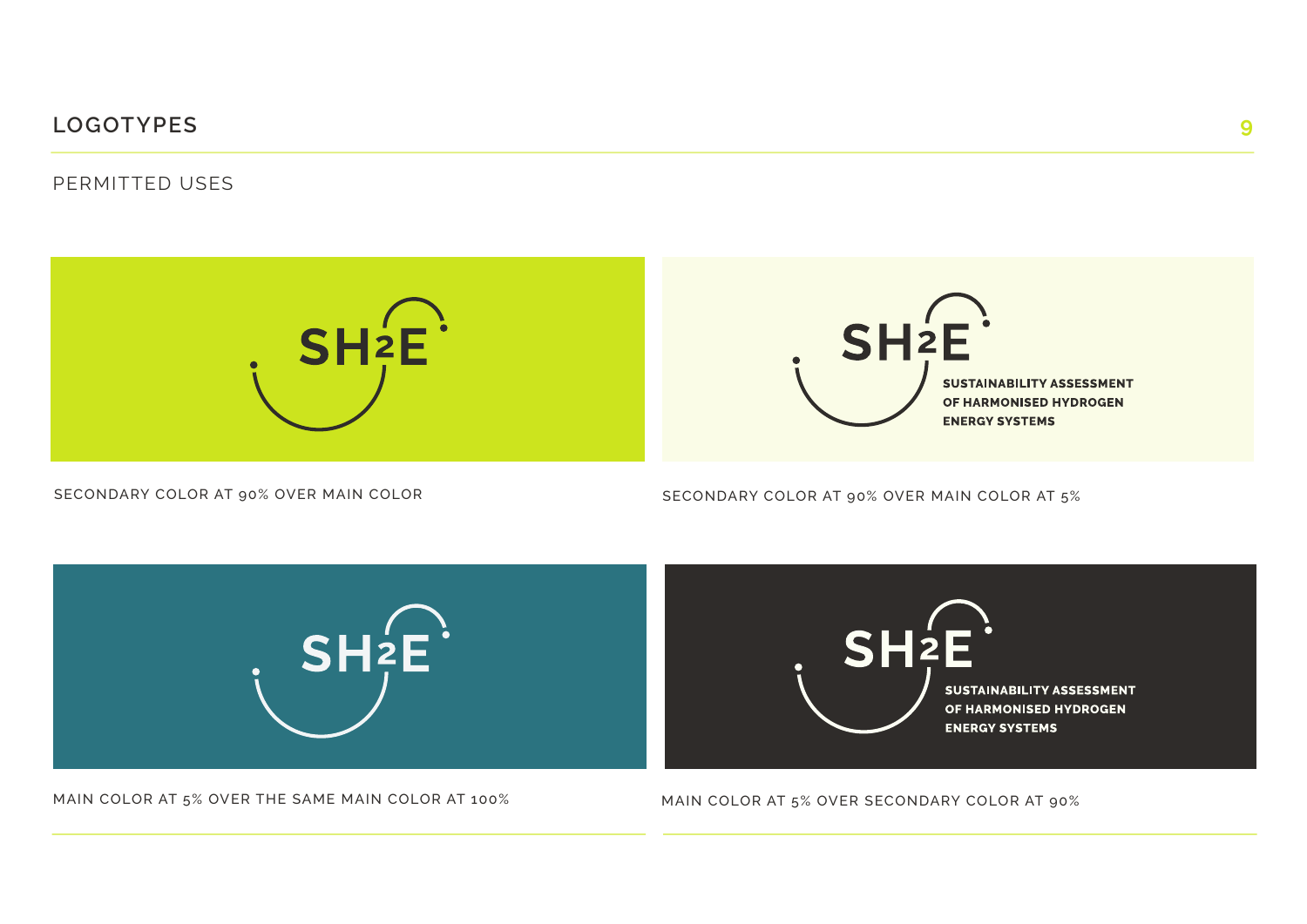# LOGOTYPES

## PERMITTED USES

SH2E

SECONDARY COLOR AT 90% OVER MAIN COLOR

SH2E

SUSTAINABILITY ASSESSMENT OF HARMONISED HYDROGEN ENERGY SYSTEMS

SECONDARY COLOR AT 90% OVER MAIN COLOR AT 5%

SH2E

MAIN COLOR AT 5% OVER THE SAME MAIN COLOR AT 100%

SH2E

SUSTAINABILITY ASSESSMENT OF HARMONISED HYDROGEN ENERGY SYSTEMS

MAIN COLOR AT 5% OVER SECONDARY COLOR AT 90%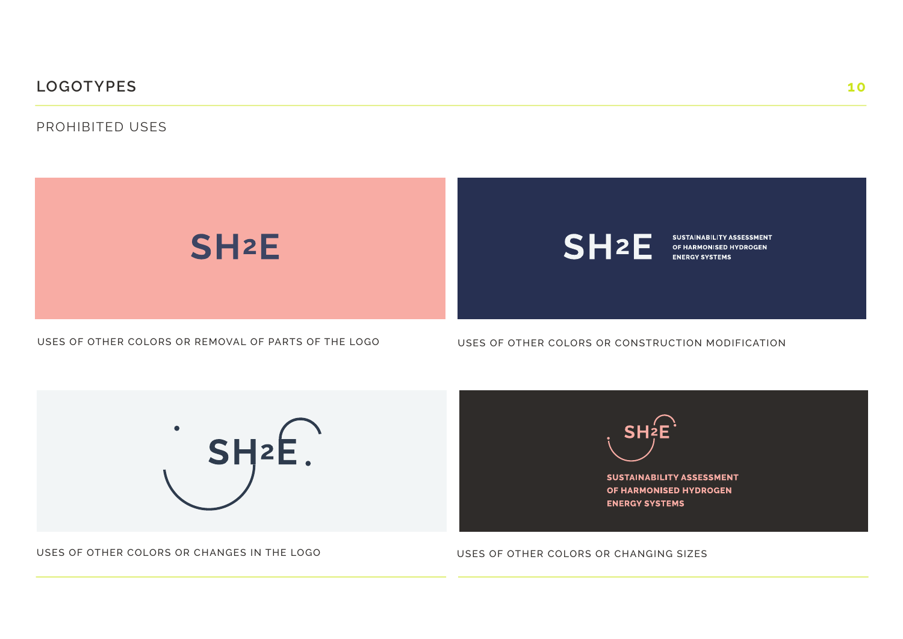# LOGOTYPES

## PROHIBITED USES

SH2E

USES OF OTHER COLORS OR REMOVAL OF PARTS OF THE LOGO

SH2E SUSTAINABILITY ASSESSMENT OF HARMONISED HYDROGEN ENERGY SYSTEMS

USES OF OTHER COLORS OR CONSTRUCTION MODIFICATION

SH2E

USES OF OTHER COLORS OR CHANGES IN THE LOGO

SH2E

SUSTAINABILITY ASSESSMENT OF HARMONISED HYDROGEN ENERGY SYSTEMS

USES OF OTHER COLORS OR CHANGING SIZES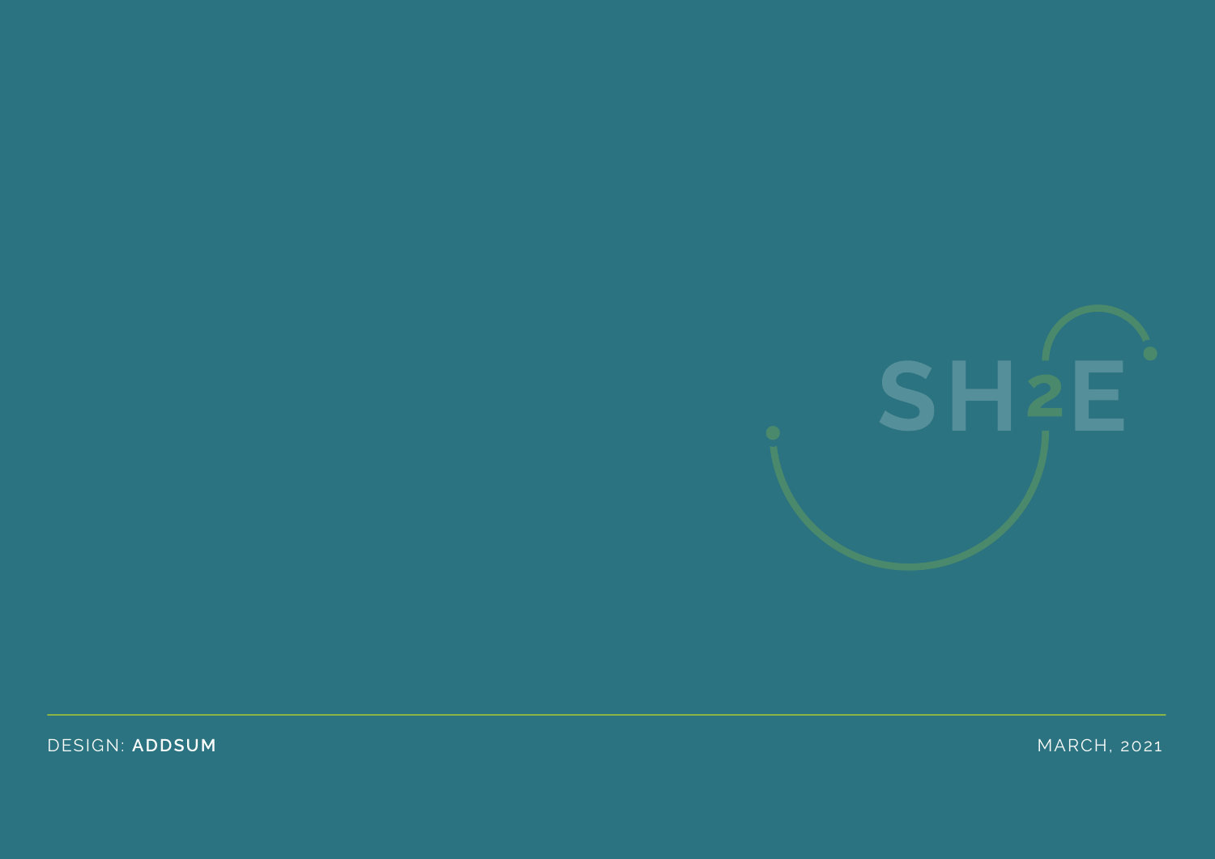SH2E

DESIGN: **ADDSUM**

MARCH, 2021